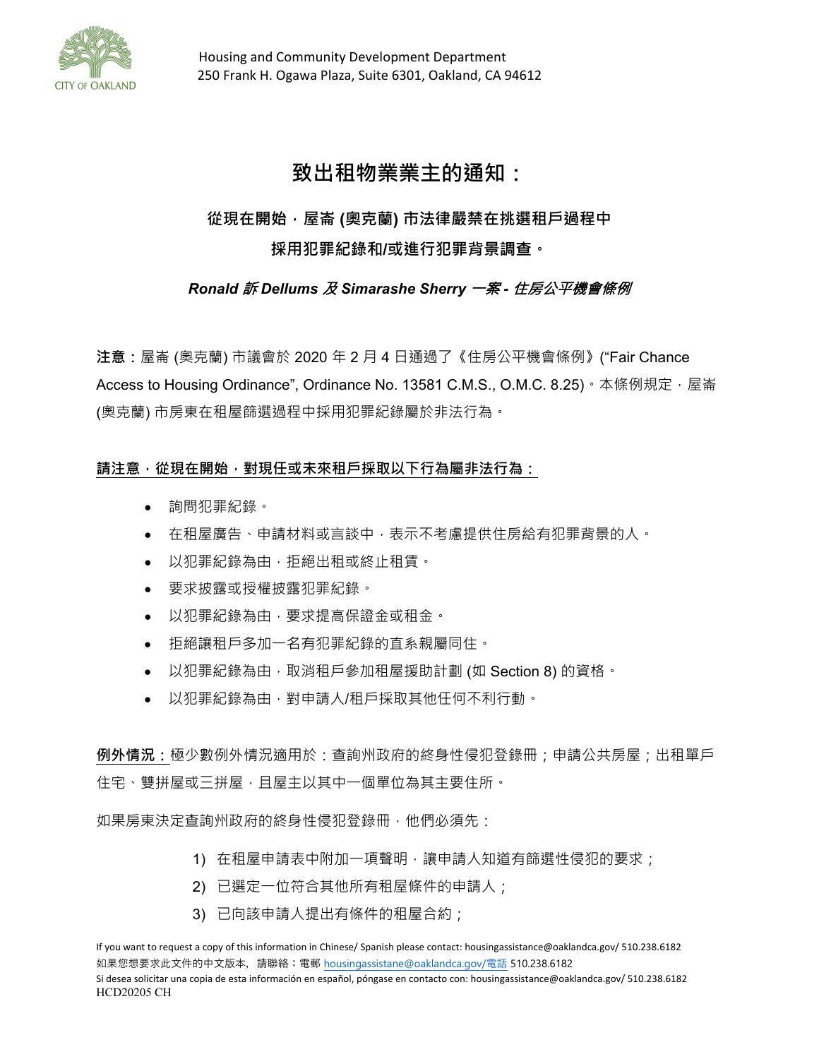Housing and Community Development Department
250 Frank H. Ogawa Plaza, Suite 6301, Oakland, CA 94612

# 致出租物業業主的通知：

## 從現在開始，屋崙 (奧克蘭) 市法律嚴禁在挑選租戶過程中採用犯罪紀錄和/或進行犯罪背景調查。

***Ronald 訴 Dellums 及 Simarashe Sherry 一案 - 住房公平機會條例***

**注意：**屋崙 (奧克蘭) 市議會於 2020 年 2 月 4 日通過了《住房公平機會條例》("Fair Chance Access to Housing Ordinance", Ordinance No. 13581 C.M.S., O.M.C. 8.25)。本條例規定，屋崙 (奧克蘭) 市房東在租屋篩選過程中採用犯罪紀錄屬於非法行為。

**請注意，從現在開始，對現任或未來租戶採取以下行為屬非法行為：**

- 詢問犯罪紀錄。
- 在租屋廣告、申請材料或言談中，表示不考慮提供住房給有犯罪背景的人。
- 以犯罪紀錄為由，拒絕出租或終止租賃。
- 要求披露或授權披露犯罪紀錄。
- 以犯罪紀錄為由，要求提高保證金或租金。
- 拒絕讓租戶多加一名有犯罪紀錄的直系親屬同住。
- 以犯罪紀錄為由，取消租戶參加租屋援助計劃 (如 Section 8) 的資格。
- 以犯罪紀錄為由，對申請人/租戶採取其他任何不利行動。

**例外情況：**極少數例外情況適用於：查詢州政府的終身性侵犯登錄冊；申請公共房屋；出租單戶住宅、雙拼屋或三拼屋，且屋主以其中一個單位為其主要住所。

如果房東決定查詢州政府的終身性侵犯登錄冊，他們必須先：

1) 在租屋申請表中附加一項聲明，讓申請人知道有篩選性侵犯的要求；
2) 已選定一位符合其他所有租屋條件的申請人；
3) 已向該申請人提出有條件的租屋合約；

If you want to request a copy of this information in Chinese/ Spanish please contact: housingassistance@oaklandca.gov/ 510.238.6182
如果您想要求此文件的中文版本，請聯絡：電郵 housingassistane@oaklandca.gov/電話 510.238.6182
Si desea solicitar una copia de esta información en español, póngase en contacto con: housingassistance@oaklandca.gov/ 510.238.6182
HCD20205 CH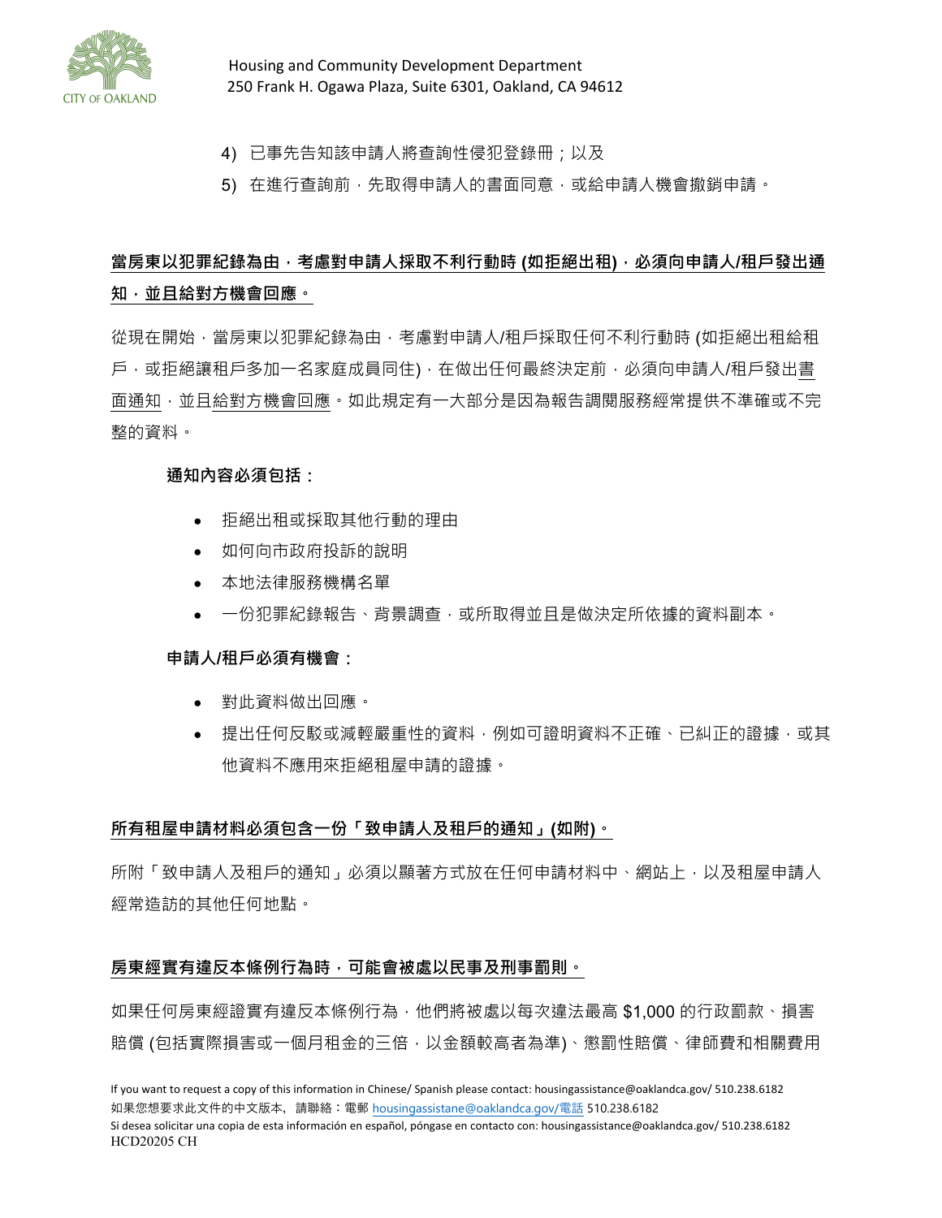4) 已事先告知該申請人將查詢性侵犯登錄冊；以及
5) 在進行查詢前，先取得申請人的書面同意，或給申請人機會撤銷申請。

**當房東以犯罪紀錄為由，考慮對申請人採取不利行動時 (如拒絕出租)，必須向申請人/租戶發出通知，並且給對方機會回應。**

從現在開始，當房東以犯罪紀錄為由，考慮對申請人/租戶採取任何不利行動時 (如拒絕出租給租戶，或拒絕讓租戶多加一名家庭成員同住)，在做出任何最終決定前，必須向申請人/租戶發出書面通知，並且給對方機會回應。如此規定有一大部分是因為報告調閱服務經常提供不準確或不完整的資料。

**通知內容必須包括：**

- 拒絕出租或採取其他行動的理由
- 如何向市政府投訴的說明
- 本地法律服務機構名單
- 一份犯罪紀錄報告、背景調查，或所取得並且是做決定所依據的資料副本。

**申請人/租戶必須有機會：**

- 對此資料做出回應。
- 提出任何反駁或減輕嚴重性的資料，例如可證明資料不正確、已糾正的證據，或其他資料不應用來拒絕租屋申請的證據。

**所有租屋申請材料必須包含一份「致申請人及租戶的通知」(如附)。**

所附「致申請人及租戶的通知」必須以顯著方式放在任何申請材料中、網站上，以及租屋申請人經常造訪的其他任何地點。

**房東經實有違反本條例行為時，可能會被處以民事及刑事罰則。**

如果任何房東經證實有違反本條例行為，他們將被處以每次違法最高 $1,000 的行政罰款、損害賠償 (包括實際損害或一個月租金的三倍，以金額較高者為準)、懲罰性賠償、律師費和相關費用

If you want to request a copy of this information in Chinese/ Spanish please contact: housingassistance@oaklandca.gov/ 510.238.6182
如果您想要求此文件的中文版本，請聯絡：電郵 housingassistane@oaklandca.gov/電話 510.238.6182
Si desea solicitar una copia de esta información en español, póngase en contacto con: housingassistance@oaklandca.gov/ 510.238.6182
HCD20205 CH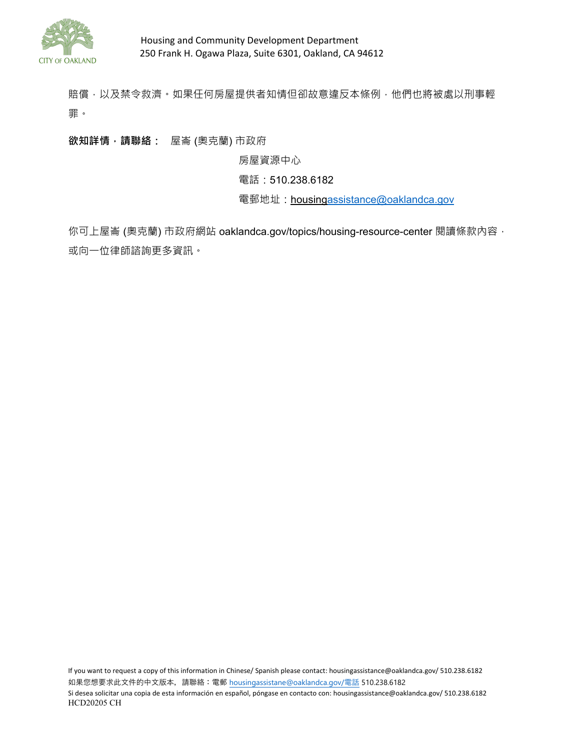賠償，以及禁令救濟。如果任何房屋提供者知情但卻故意違反本條例，他們也將被處以刑事輕罪。

**欲知詳情，請聯絡：** 屋崙 (奧克蘭) 市政府

房屋資源中心

電話：510.238.6182

電郵地址：housingassistance@oaklandca.gov

你可上屋崙 (奧克蘭) 市政府網站 oaklandca.gov/topics/housing-resource-center 閱讀條款內容，或向一位律師諮詢更多資訊。

If you want to request a copy of this information in Chinese/ Spanish please contact: housingassistance@oaklandca.gov/ 510.238.6182

如果您想要求此文件的中文版本，請聯絡：電郵 housingassistane@oaklandca.gov/電話 510.238.6182

Si desea solicitar una copia de esta información en español, póngase en contacto con: housingassistance@oaklandca.gov/ 510.238.6182

HCD20205 CH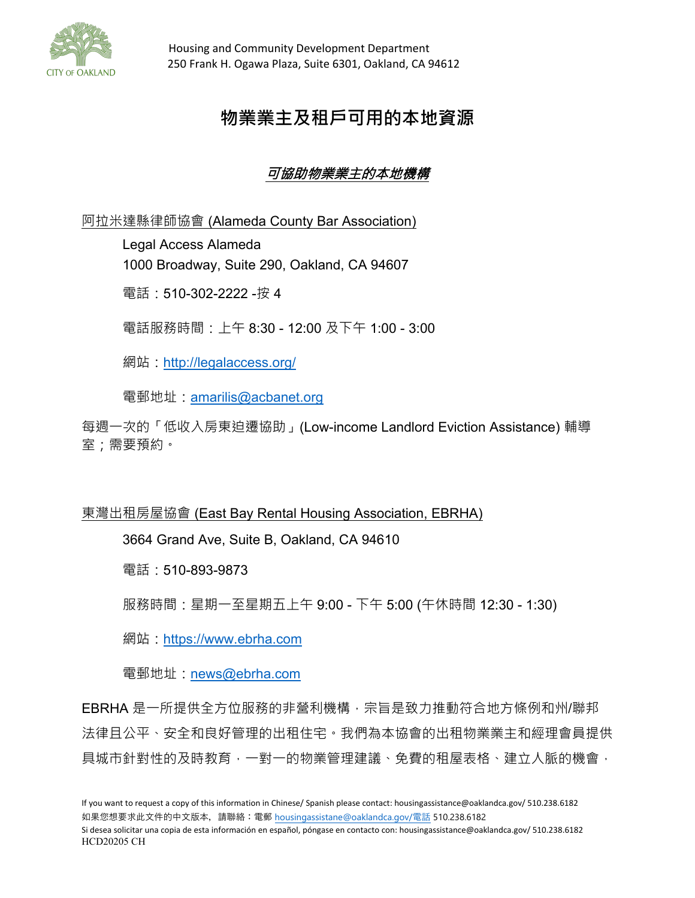Housing and Community Development Department
250 Frank H. Ogawa Plaza, Suite 6301, Oakland, CA 94612

# 物業業主及租戶可用的本地資源

## *可協助物業業主的本地機構*

阿拉米達縣律師協會 (Alameda County Bar Association)

Legal Access Alameda
1000 Broadway, Suite 290, Oakland, CA 94607

電話：510-302-2222 -按 4

電話服務時間：上午 8:30 - 12:00 及下午 1:00 - 3:00

網站：http://legalaccess.org/

電郵地址：amarilis@acbanet.org

每週一次的「低收入房東迫遷協助」(Low-income Landlord Eviction Assistance) 輔導室；需要預約。

東灣出租房屋協會 (East Bay Rental Housing Association, EBRHA)

3664 Grand Ave, Suite B, Oakland, CA 94610

電話：510-893-9873

服務時間：星期一至星期五上午 9:00 - 下午 5:00 (午休時間 12:30 - 1:30)

網站：https://www.ebrha.com

電郵地址：news@ebrha.com

EBRHA 是一所提供全方位服務的非營利機構，宗旨是致力推動符合地方條例和州/聯邦法律且公平、安全和良好管理的出租住宅。我們為本協會的出租物業業主和經理會員提供具城市針對性的及時教育，一對一的物業管理建議、免費的租屋表格、建立人脈的機會，

If you want to request a copy of this information in Chinese/ Spanish please contact: housingassistance@oaklandca.gov/ 510.238.6182
如果您想要求此文件的中文版本，請聯絡：電郵 housingassistane@oaklandca.gov/電話 510.238.6182
Si desea solicitar una copia de esta información en español, póngase en contacto con: housingassistance@oaklandca.gov/ 510.238.6182
HCD20205 CH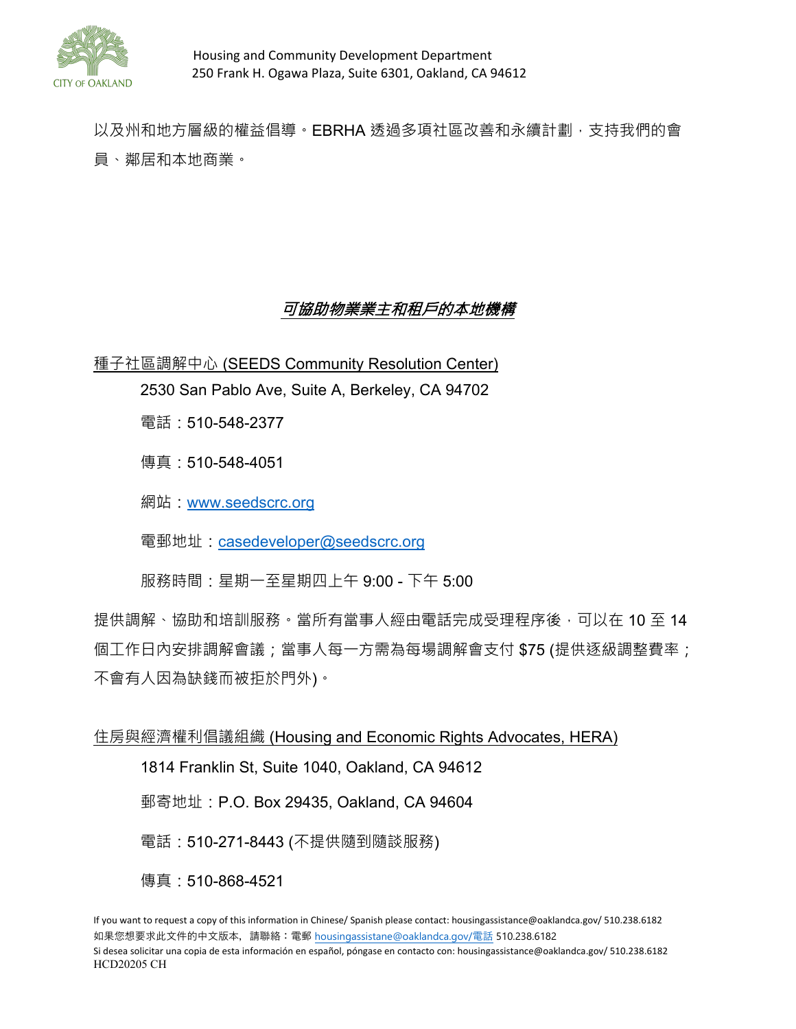以及州和地方層級的權益倡導。EBRHA 透過多項社區改善和永續計劃，支持我們的會員、鄰居和本地商業。

## ***可協助物業業主和租戶的本地機構***

種子社區調解中心 (SEEDS Community Resolution Center)

2530 San Pablo Ave, Suite A, Berkeley, CA 94702

電話：510-548-2377

傳真：510-548-4051

網站：www.seedscrc.org

電郵地址：casedeveloper@seedscrc.org

服務時間：星期一至星期四上午 9:00 - 下午 5:00

提供調解、協助和培訓服務。當所有當事人經由電話完成受理程序後，可以在 10 至 14 個工作日內安排調解會議；當事人每一方需為每場調解會支付 $75 (提供逐級調整費率；不會有人因為缺錢而被拒於門外)。

住房與經濟權利倡議組織 (Housing and Economic Rights Advocates, HERA)

1814 Franklin St, Suite 1040, Oakland, CA 94612

郵寄地址：P.O. Box 29435, Oakland, CA 94604

電話：510-271-8443 (不提供隨到隨談服務)

傳真：510-868-4521

If you want to request a copy of this information in Chinese/ Spanish please contact: housingassistance@oaklandca.gov/ 510.238.6182
如果您想要求此文件的中文版本，請聯絡：電郵 housingassistane@oaklandca.gov/電話 510.238.6182
Si desea solicitar una copia de esta información en español, póngase en contacto con: housingassistance@oaklandca.gov/ 510.238.6182
HCD20205 CH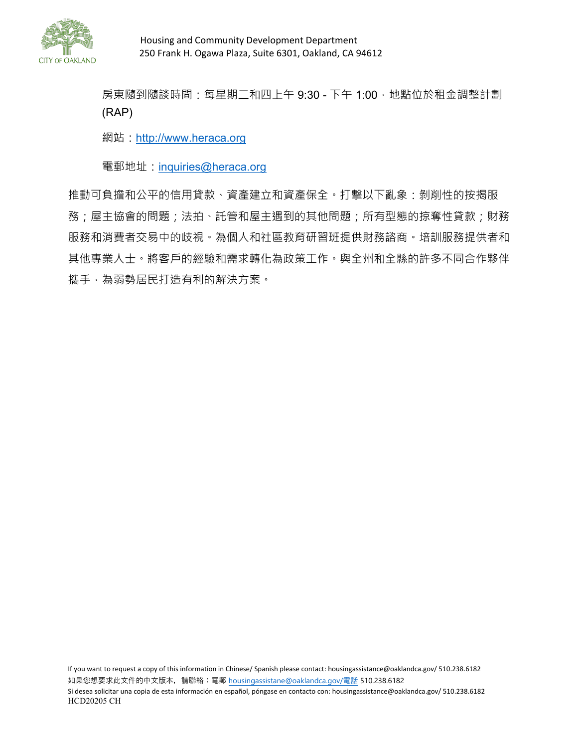房東隨到隨談時間：每星期二和四上午 9:30 - 下午 1:00，地點位於租金調整計劃 (RAP)

網站：http://www.heraca.org

電郵地址：inquiries@heraca.org

推動可負擔和公平的信用貸款、資產建立和資產保全。打擊以下亂象：剝削性的按揭服務；屋主協會的問題；法拍、託管和屋主遇到的其他問題；所有型態的掠奪性貸款；財務服務和消費者交易中的歧視。為個人和社區教育研習班提供財務諮商。培訓服務提供者和其他專業人士。將客戶的經驗和需求轉化為政策工作。與全州和全縣的許多不同合作夥伴攜手，為弱勢居民打造有利的解決方案。

If you want to request a copy of this information in Chinese/ Spanish please contact: housingassistance@oaklandca.gov/ 510.238.6182
如果您想要求此文件的中文版本，請聯絡：電郵 housingassistane@oaklandca.gov/電話 510.238.6182
Si desea solicitar una copia de esta información en español, póngase en contacto con: housingassistance@oaklandca.gov/ 510.238.6182
HCD20205 CH